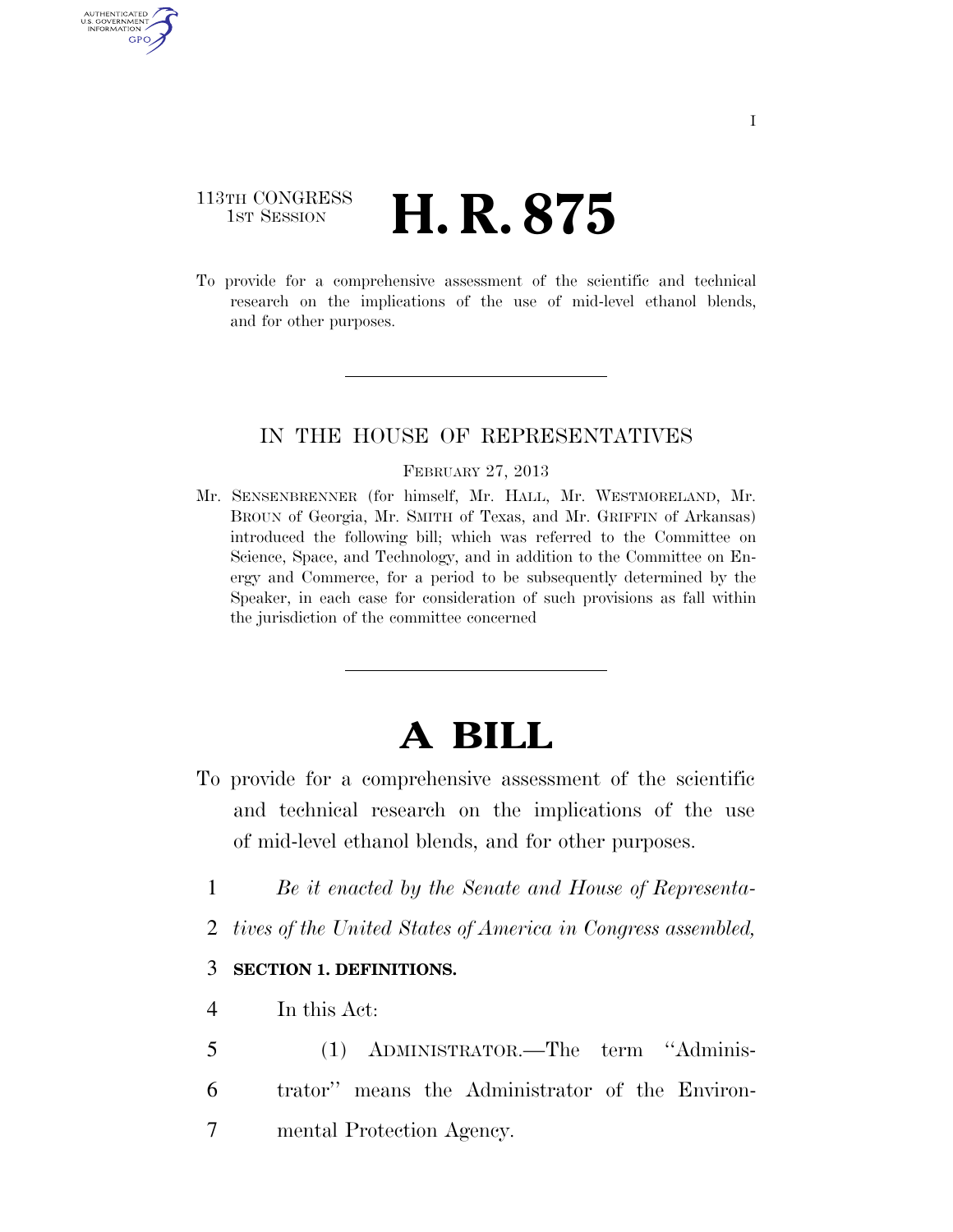113TH CONGRESS
1ST SESSION

# H. R. 875

To provide for a comprehensive assessment of the scientific and technical research on the implications of the use of mid-level ethanol blends, and for other purposes.

---

IN THE HOUSE OF REPRESENTATIVES

FEBRUARY 27, 2013

Mr. SENSENBRENNER (for himself, Mr. HALL, Mr. WESTMORELAND, Mr. BROUN of Georgia, Mr. SMITH of Texas, and Mr. GRIFFIN of Arkansas) introduced the following bill; which was referred to the Committee on Science, Space, and Technology, and in addition to the Committee on Energy and Commerce, for a period to be subsequently determined by the Speaker, in each case for consideration of such provisions as fall within the jurisdiction of the committee concerned

---

# A BILL

To provide for a comprehensive assessment of the scientific and technical research on the implications of the use of mid-level ethanol blends, and for other purposes.

1 *Be it enacted by the Senate and House of Representa-*
2 *tives of the United States of America in Congress assembled,*

3 **SECTION 1. DEFINITIONS.**

4 In this Act:

5 (1) ADMINISTRATOR.—The term "Adminis-
6 trator" means the Administrator of the Environ-
7 mental Protection Agency.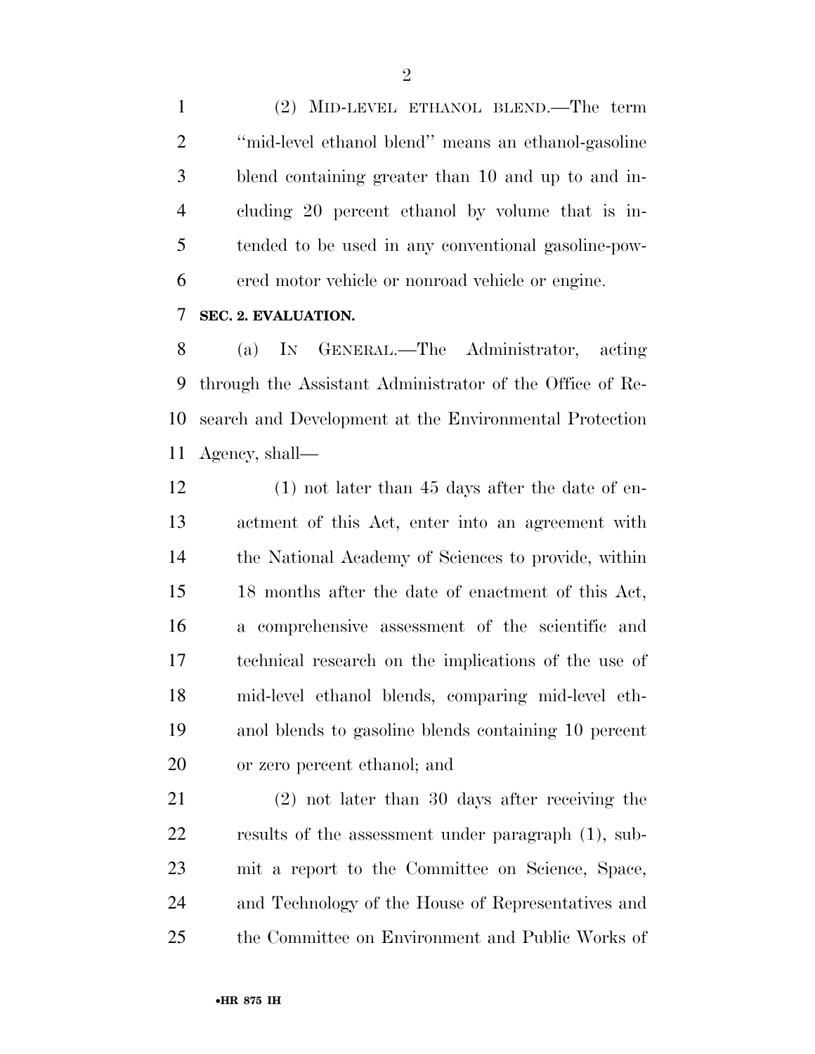(2) MID-LEVEL ETHANOL BLEND.—The term ''mid-level ethanol blend'' means an ethanol-gasoline blend containing greater than 10 and up to and including 20 percent ethanol by volume that is intended to be used in any conventional gasoline-powered motor vehicle or nonroad vehicle or engine.

**SEC. 2. EVALUATION.**

(a) IN GENERAL.—The Administrator, acting through the Assistant Administrator of the Office of Research and Development at the Environmental Protection Agency, shall—

(1) not later than 45 days after the date of enactment of this Act, enter into an agreement with the National Academy of Sciences to provide, within 18 months after the date of enactment of this Act, a comprehensive assessment of the scientific and technical research on the implications of the use of mid-level ethanol blends, comparing mid-level ethanol blends to gasoline blends containing 10 percent or zero percent ethanol; and

(2) not later than 30 days after receiving the results of the assessment under paragraph (1), submit a report to the Committee on Science, Space, and Technology of the House of Representatives and the Committee on Environment and Public Works of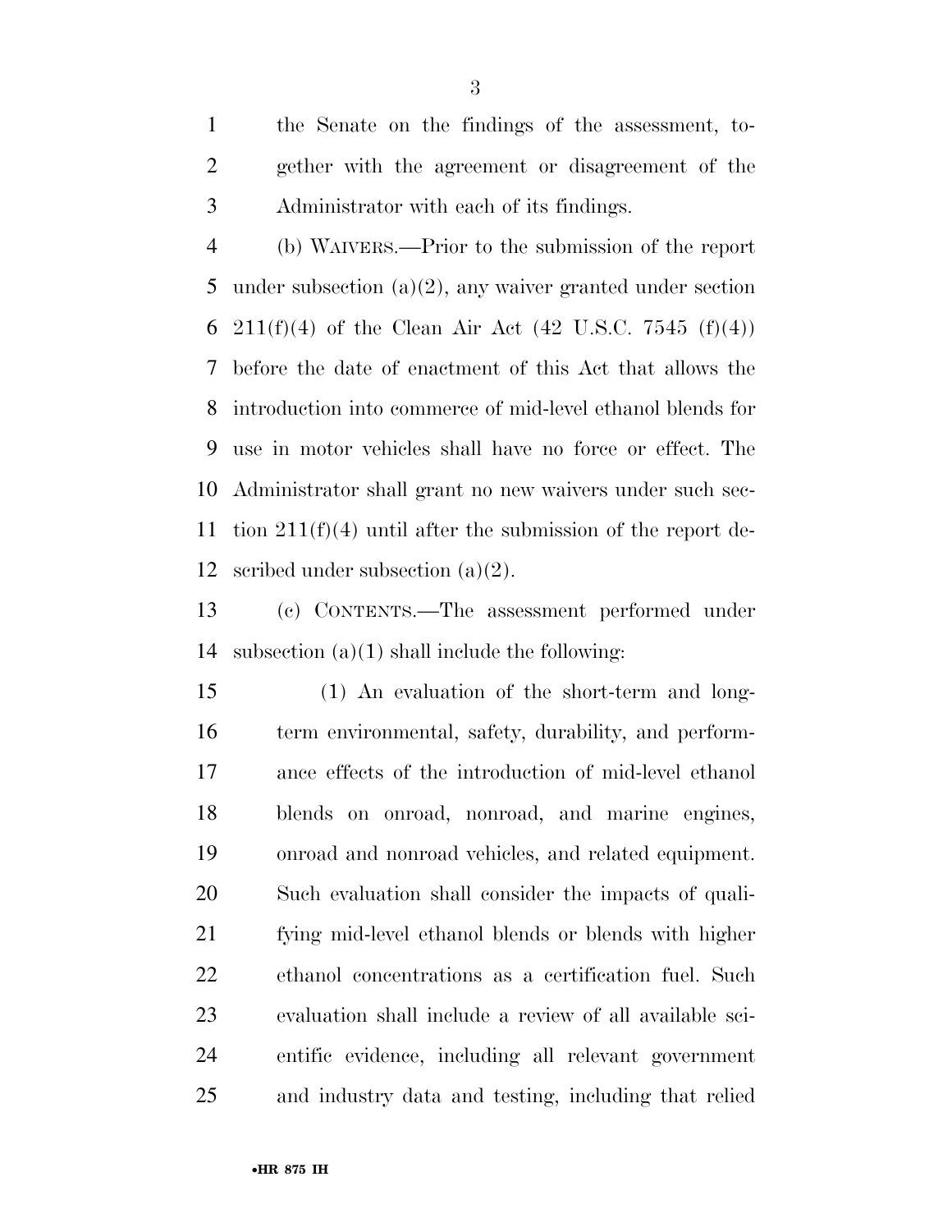the Senate on the findings of the assessment, together with the agreement or disagreement of the Administrator with each of its findings.

(b) WAIVERS.—Prior to the submission of the report under subsection (a)(2), any waiver granted under section 211(f)(4) of the Clean Air Act (42 U.S.C. 7545 (f)(4)) before the date of enactment of this Act that allows the introduction into commerce of mid-level ethanol blends for use in motor vehicles shall have no force or effect. The Administrator shall grant no new waivers under such section 211(f)(4) until after the submission of the report described under subsection (a)(2).

(c) CONTENTS.—The assessment performed under subsection (a)(1) shall include the following:

(1) An evaluation of the short-term and long-term environmental, safety, durability, and performance effects of the introduction of mid-level ethanol blends on onroad, nonroad, and marine engines, onroad and nonroad vehicles, and related equipment. Such evaluation shall consider the impacts of qualifying mid-level ethanol blends or blends with higher ethanol concentrations as a certification fuel. Such evaluation shall include a review of all available scientific evidence, including all relevant government and industry data and testing, including that relied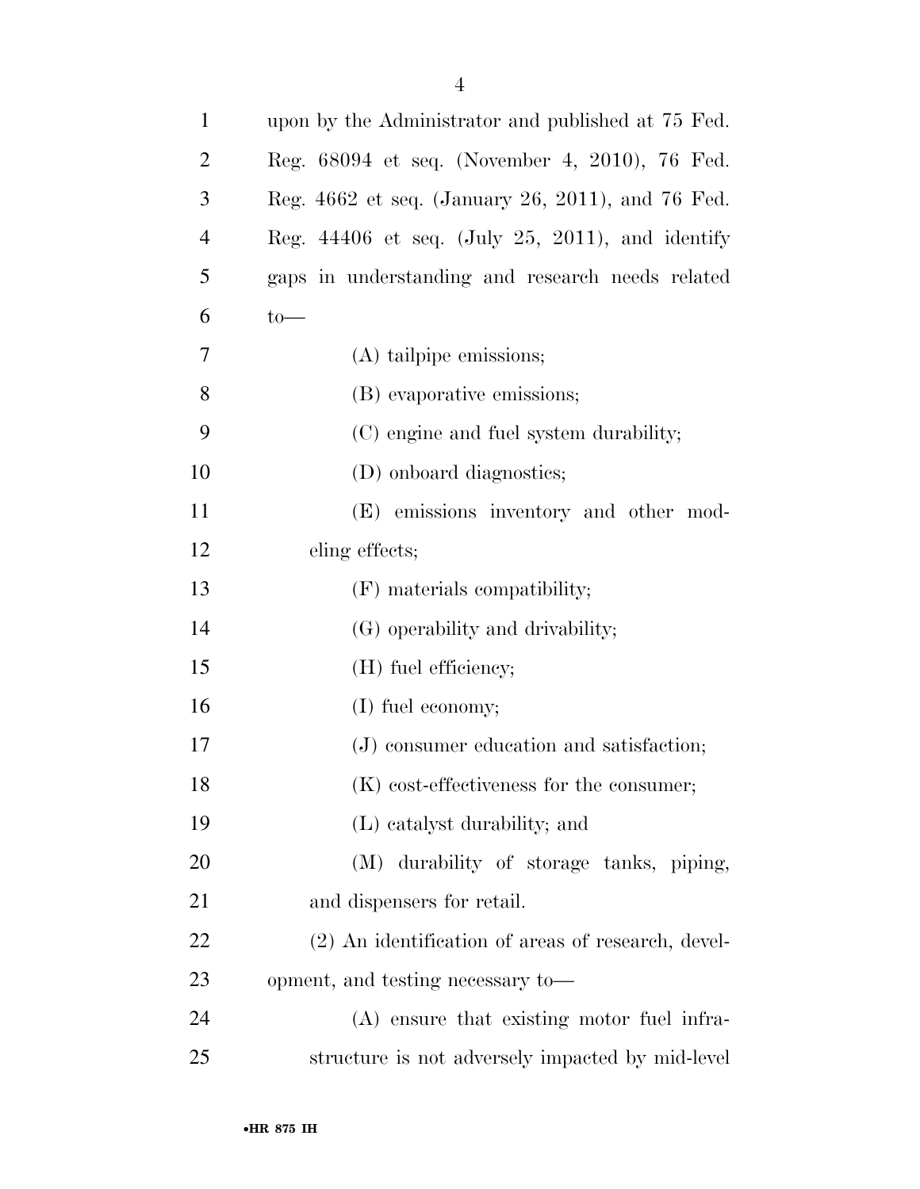upon by the Administrator and published at 75 Fed. Reg. 68094 et seq. (November 4, 2010), 76 Fed. Reg. 4662 et seq. (January 26, 2011), and 76 Fed. Reg. 44406 et seq. (July 25, 2011), and identify gaps in understanding and research needs related to—

(A) tailpipe emissions;

(B) evaporative emissions;

(C) engine and fuel system durability;

(D) onboard diagnostics;

(E) emissions inventory and other modeling effects;

(F) materials compatibility;

(G) operability and drivability;

(H) fuel efficiency;

(I) fuel economy;

(J) consumer education and satisfaction;

(K) cost-effectiveness for the consumer;

(L) catalyst durability; and

(M) durability of storage tanks, piping, and dispensers for retail.

(2) An identification of areas of research, development, and testing necessary to—

(A) ensure that existing motor fuel infrastructure is not adversely impacted by mid-level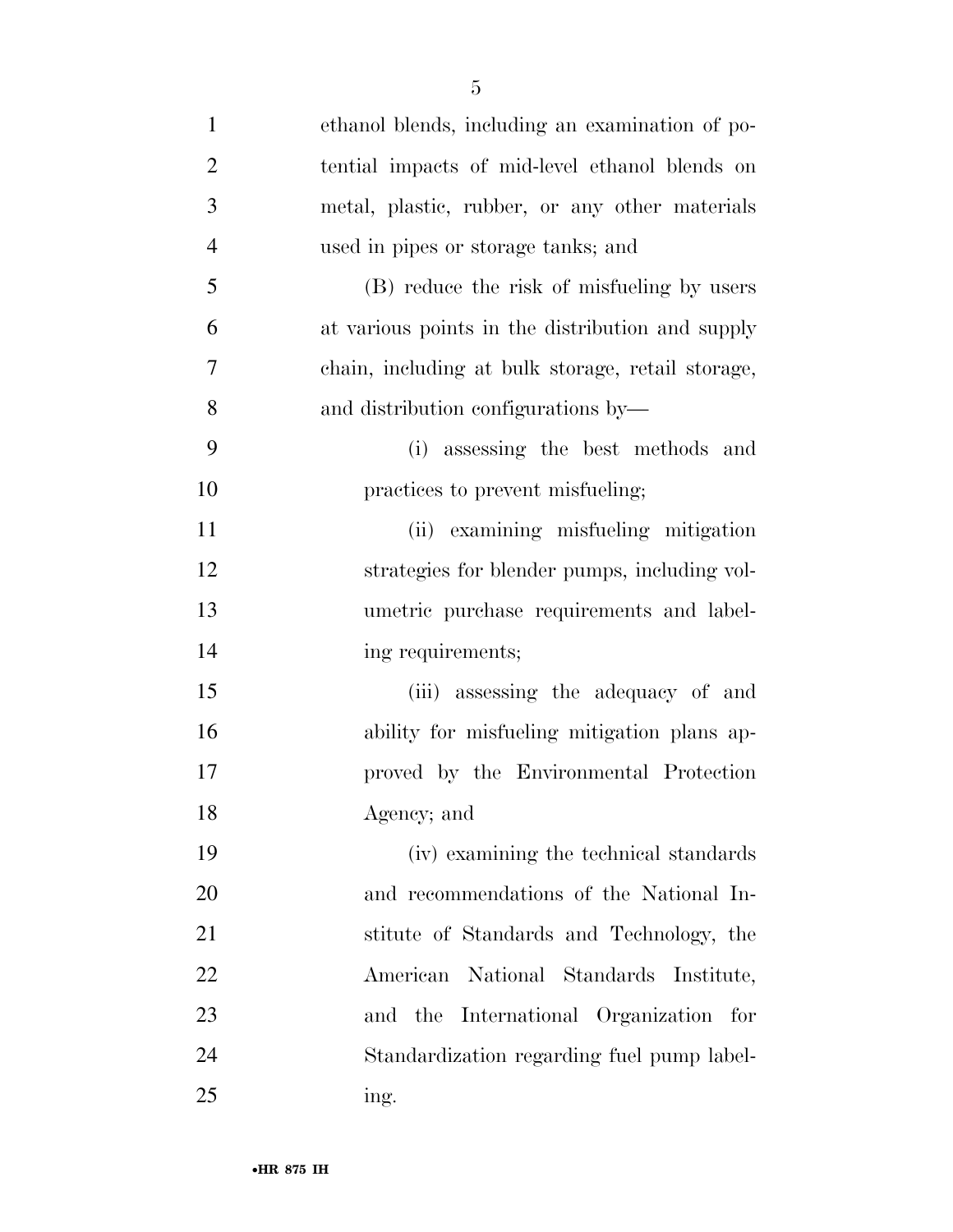ethanol blends, including an examination of potential impacts of mid-level ethanol blends on metal, plastic, rubber, or any other materials used in pipes or storage tanks; and

(B) reduce the risk of misfueling by users at various points in the distribution and supply chain, including at bulk storage, retail storage, and distribution configurations by—

(i) assessing the best methods and practices to prevent misfueling;

(ii) examining misfueling mitigation strategies for blender pumps, including volumetric purchase requirements and labeling requirements;

(iii) assessing the adequacy of and ability for misfueling mitigation plans approved by the Environmental Protection Agency; and

(iv) examining the technical standards and recommendations of the National Institute of Standards and Technology, the American National Standards Institute, and the International Organization for Standardization regarding fuel pump labeling.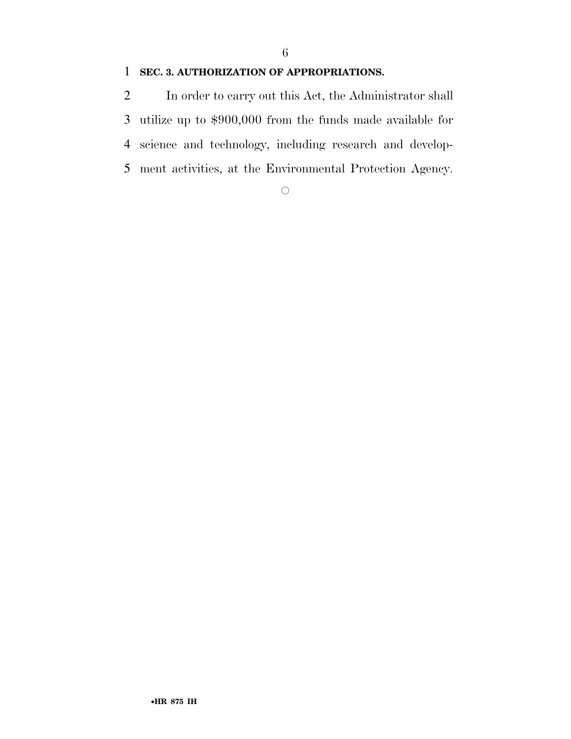**SEC. 3. AUTHORIZATION OF APPROPRIATIONS.**

In order to carry out this Act, the Administrator shall utilize up to $900,000 from the funds made available for science and technology, including research and development activities, at the Environmental Protection Agency.